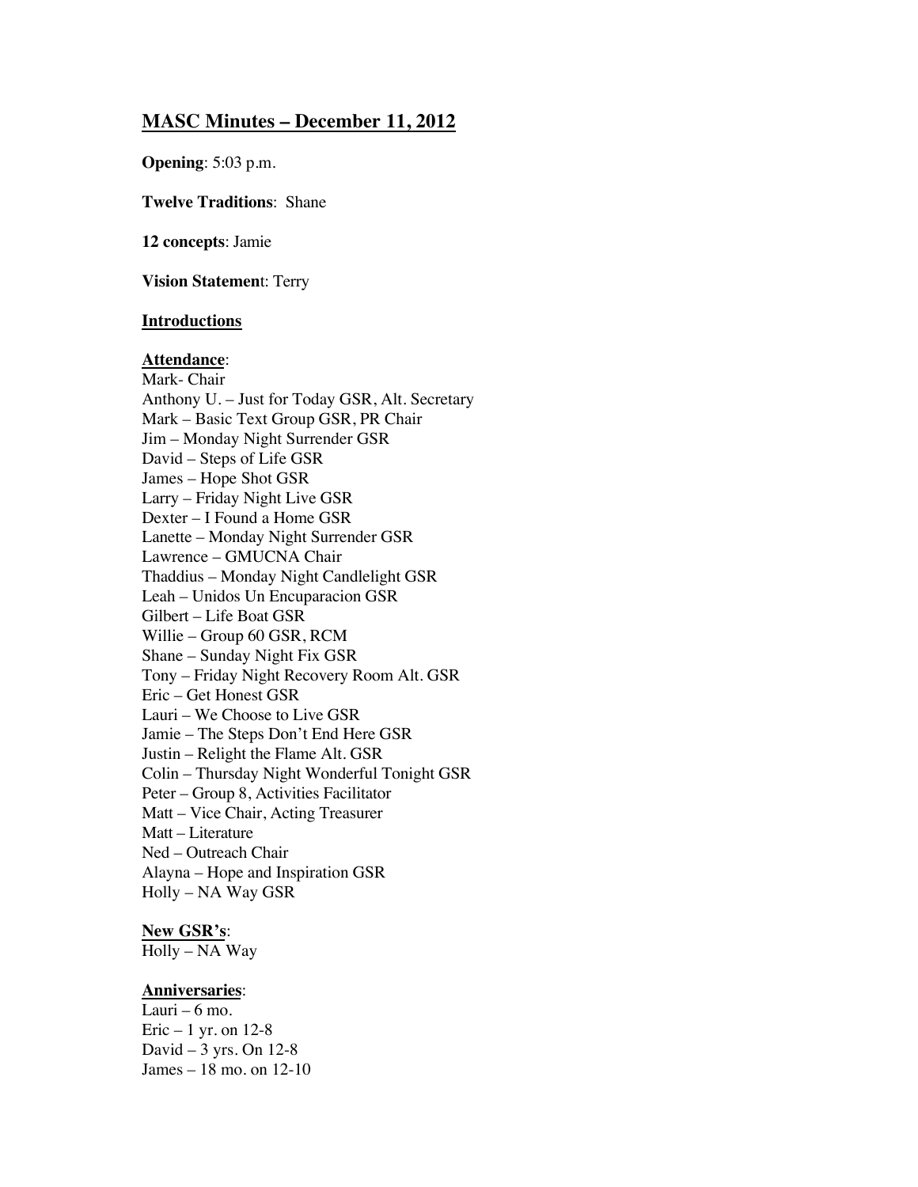# MASC Minutes – December 11, 2012

**Opening**: 5:03 p.m.

**Twelve Traditions**: Shane

**12 concepts**: Jamie

**Vision Statement**: Terry

**Introductions**

**Attendance**:

Mark- Chair
Anthony U. – Just for Today GSR, Alt. Secretary
Mark – Basic Text Group GSR, PR Chair
Jim – Monday Night Surrender GSR
David – Steps of Life GSR
James – Hope Shot GSR
Larry – Friday Night Live GSR
Dexter – I Found a Home GSR
Lanette – Monday Night Surrender GSR
Lawrence – GMUCNA Chair
Thaddius – Monday Night Candlelight GSR
Leah – Unidos Un Encuparacion GSR
Gilbert – Life Boat GSR
Willie – Group 60 GSR, RCM
Shane – Sunday Night Fix GSR
Tony – Friday Night Recovery Room Alt. GSR
Eric – Get Honest GSR
Lauri – We Choose to Live GSR
Jamie – The Steps Don't End Here GSR
Justin – Relight the Flame Alt. GSR
Colin – Thursday Night Wonderful Tonight GSR
Peter – Group 8, Activities Facilitator
Matt – Vice Chair, Acting Treasurer
Matt – Literature
Ned – Outreach Chair
Alayna – Hope and Inspiration GSR
Holly – NA Way GSR

**New GSR's**:

Holly – NA Way

**Anniversaries**:

Lauri – 6 mo.
Eric – 1 yr. on 12-8
David – 3 yrs. On 12-8
James – 18 mo. on 12-10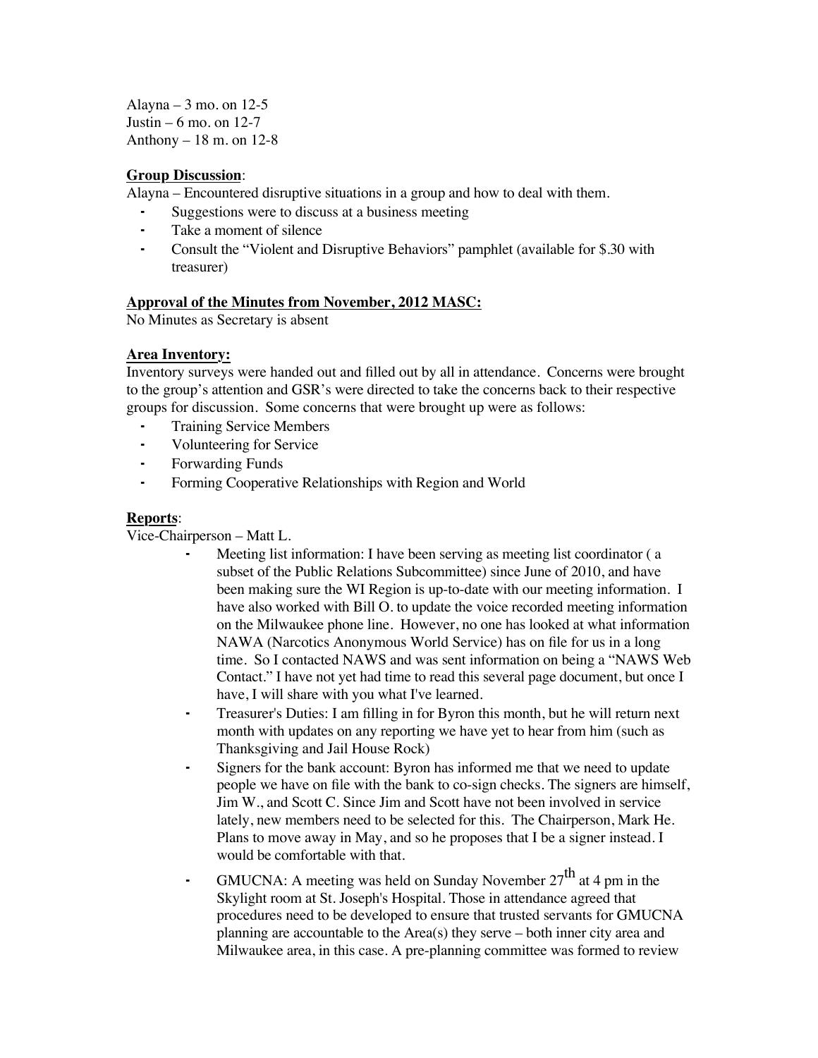Alayna – 3 mo. on 12-5
Justin – 6 mo. on 12-7
Anthony – 18 m. on 12-8

**<u>Group Discussion</u>**:
Alayna – Encountered disruptive situations in a group and how to deal with them.

- Suggestions were to discuss at a business meeting
- Take a moment of silence
- Consult the "Violent and Disruptive Behaviors" pamphlet (available for $.30 with treasurer)

**<u>Approval of the Minutes from November, 2012 MASC:</u>**
No Minutes as Secretary is absent

**<u>Area Inventory:</u>**
Inventory surveys were handed out and filled out by all in attendance. Concerns were brought to the group's attention and GSR's were directed to take the concerns back to their respective groups for discussion. Some concerns that were brought up were as follows:

- Training Service Members
- Volunteering for Service
- Forwarding Funds
- Forming Cooperative Relationships with Region and World

**<u>Reports</u>**:
Vice-Chairperson – Matt L.

- Meeting list information: I have been serving as meeting list coordinator ( a subset of the Public Relations Subcommittee) since June of 2010, and have been making sure the WI Region is up-to-date with our meeting information. I have also worked with Bill O. to update the voice recorded meeting information on the Milwaukee phone line. However, no one has looked at what information NAWA (Narcotics Anonymous World Service) has on file for us in a long time. So I contacted NAWS and was sent information on being a "NAWS Web Contact." I have not yet had time to read this several page document, but once I have, I will share with you what I've learned.
- Treasurer's Duties: I am filling in for Byron this month, but he will return next month with updates on any reporting we have yet to hear from him (such as Thanksgiving and Jail House Rock)
- Signers for the bank account: Byron has informed me that we need to update people we have on file with the bank to co-sign checks. The signers are himself, Jim W., and Scott C. Since Jim and Scott have not been involved in service lately, new members need to be selected for this. The Chairperson, Mark He. Plans to move away in May, and so he proposes that I be a signer instead. I would be comfortable with that.
- GMUCNA: A meeting was held on Sunday November 27th at 4 pm in the Skylight room at St. Joseph's Hospital. Those in attendance agreed that procedures need to be developed to ensure that trusted servants for GMUCNA planning are accountable to the Area(s) they serve – both inner city area and Milwaukee area, in this case. A pre-planning committee was formed to review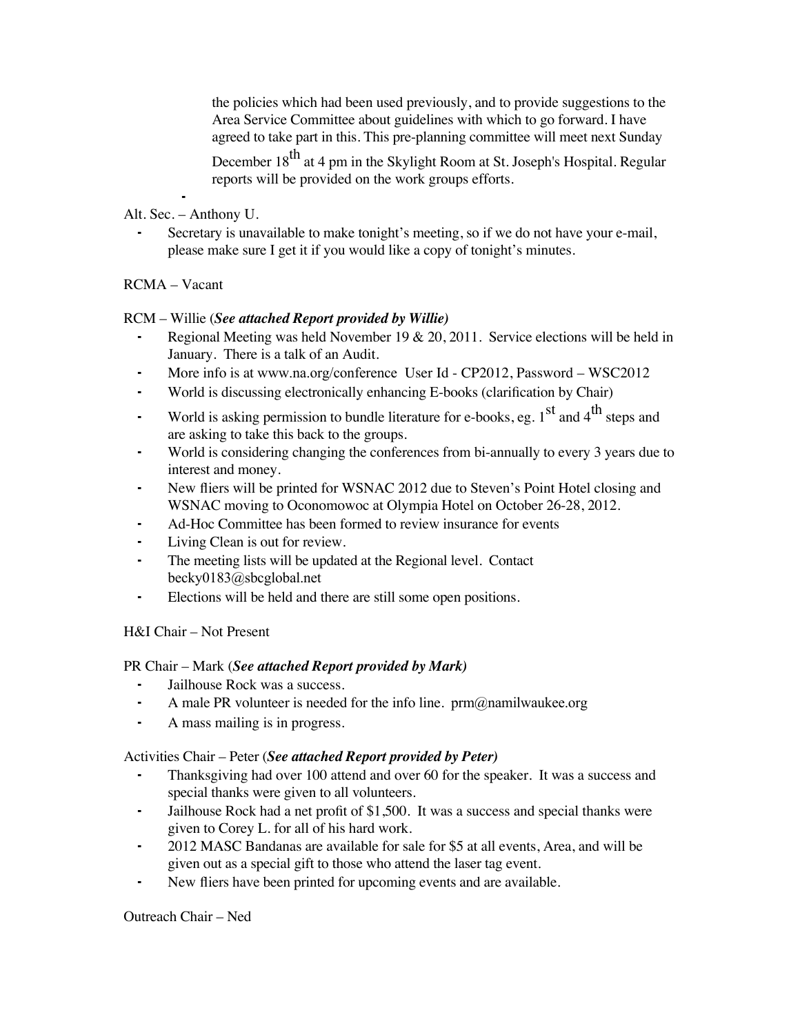the policies which had been used previously, and to provide suggestions to the Area Service Committee about guidelines with which to go forward. I have agreed to take part in this. This pre-planning committee will meet next Sunday December 18th at 4 pm in the Skylight Room at St. Joseph's Hospital. Regular reports will be provided on the work groups efforts.

Alt. Sec. – Anthony U.

- Secretary is unavailable to make tonight's meeting, so if we do not have your e-mail, please make sure I get it if you would like a copy of tonight's minutes.

RCMA – Vacant

RCM – Willie (***See attached Report provided by Willie)***

- Regional Meeting was held November 19 & 20, 2011. Service elections will be held in January. There is a talk of an Audit.
- More info is at www.na.org/conference User Id - CP2012, Password – WSC2012
- World is discussing electronically enhancing E-books (clarification by Chair)
- World is asking permission to bundle literature for e-books, eg. 1st and 4th steps and are asking to take this back to the groups.
- World is considering changing the conferences from bi-annually to every 3 years due to interest and money.
- New fliers will be printed for WSNAC 2012 due to Steven's Point Hotel closing and WSNAC moving to Oconomowoc at Olympia Hotel on October 26-28, 2012.
- Ad-Hoc Committee has been formed to review insurance for events
- Living Clean is out for review.
- The meeting lists will be updated at the Regional level. Contact becky0183@sbcglobal.net
- Elections will be held and there are still some open positions.

H&I Chair – Not Present

PR Chair – Mark (***See attached Report provided by Mark)***

- Jailhouse Rock was a success.
- A male PR volunteer is needed for the info line. prm@namilwaukee.org
- A mass mailing is in progress.

Activities Chair – Peter (***See attached Report provided by Peter)***

- Thanksgiving had over 100 attend and over 60 for the speaker. It was a success and special thanks were given to all volunteers.
- Jailhouse Rock had a net profit of $1,500. It was a success and special thanks were given to Corey L. for all of his hard work.
- 2012 MASC Bandanas are available for sale for $5 at all events, Area, and will be given out as a special gift to those who attend the laser tag event.
- New fliers have been printed for upcoming events and are available.

Outreach Chair – Ned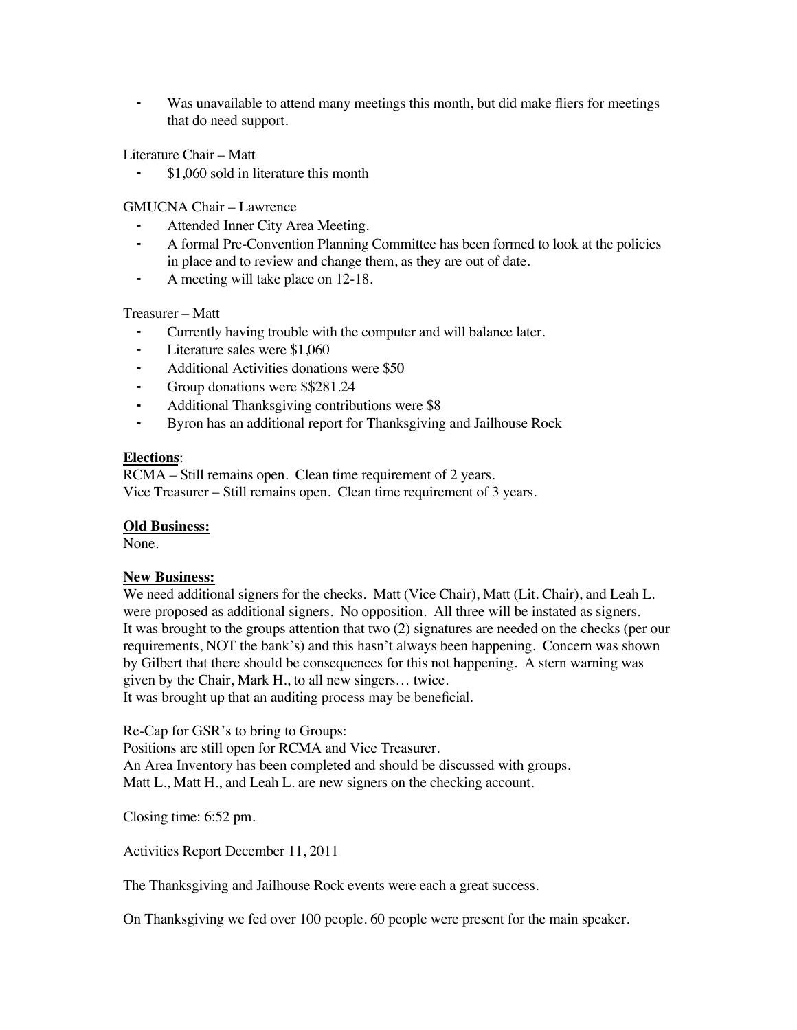- Was unavailable to attend many meetings this month, but did make fliers for meetings that do need support.

Literature Chair – Matt

- $1,060 sold in literature this month

GMUCNA Chair – Lawrence

- Attended Inner City Area Meeting.
- A formal Pre-Convention Planning Committee has been formed to look at the policies in place and to review and change them, as they are out of date.
- A meeting will take place on 12-18.

Treasurer – Matt

- Currently having trouble with the computer and will balance later.
- Literature sales were $1,060
- Additional Activities donations were $50
- Group donations were $$281.24
- Additional Thanksgiving contributions were $8
- Byron has an additional report for Thanksgiving and Jailhouse Rock

**<u>Elections</u>**:
RCMA – Still remains open. Clean time requirement of 2 years.
Vice Treasurer – Still remains open. Clean time requirement of 3 years.

**<u>Old Business:</u>**
None.

**<u>New Business:</u>**
We need additional signers for the checks. Matt (Vice Chair), Matt (Lit. Chair), and Leah L. were proposed as additional signers. No opposition. All three will be instated as signers.
It was brought to the groups attention that two (2) signatures are needed on the checks (per our requirements, NOT the bank's) and this hasn't always been happening. Concern was shown by Gilbert that there should be consequences for this not happening. A stern warning was given by the Chair, Mark H., to all new singers… twice.
It was brought up that an auditing process may be beneficial.

Re-Cap for GSR's to bring to Groups:
Positions are still open for RCMA and Vice Treasurer.
An Area Inventory has been completed and should be discussed with groups.
Matt L., Matt H., and Leah L. are new signers on the checking account.

Closing time: 6:52 pm.

Activities Report December 11, 2011

The Thanksgiving and Jailhouse Rock events were each a great success.

On Thanksgiving we fed over 100 people. 60 people were present for the main speaker.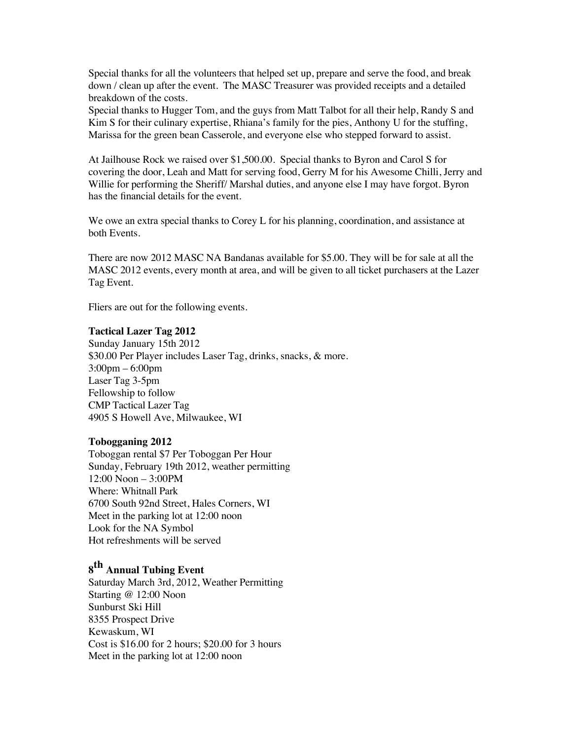Special thanks for all the volunteers that helped set up, prepare and serve the food, and break down / clean up after the event. The MASC Treasurer was provided receipts and a detailed breakdown of the costs.
Special thanks to Hugger Tom, and the guys from Matt Talbot for all their help, Randy S and Kim S for their culinary expertise, Rhiana's family for the pies, Anthony U for the stuffing, Marissa for the green bean Casserole, and everyone else who stepped forward to assist.

At Jailhouse Rock we raised over $1,500.00. Special thanks to Byron and Carol S for covering the door, Leah and Matt for serving food, Gerry M for his Awesome Chilli, Jerry and Willie for performing the Sheriff/ Marshal duties, and anyone else I may have forgot. Byron has the financial details for the event.

We owe an extra special thanks to Corey L for his planning, coordination, and assistance at both Events.

There are now 2012 MASC NA Bandanas available for $5.00. They will be for sale at all the MASC 2012 events, every month at area, and will be given to all ticket purchasers at the Lazer Tag Event.

Fliers are out for the following events.

**Tactical Lazer Tag 2012**
Sunday January 15th 2012
$30.00 Per Player includes Laser Tag, drinks, snacks, & more.
3:00pm – 6:00pm
Laser Tag 3-5pm
Fellowship to follow
CMP Tactical Lazer Tag
4905 S Howell Ave, Milwaukee, WI

**Tobogganing 2012**
Toboggan rental $7 Per Toboggan Per Hour
Sunday, February 19th 2012, weather permitting
12:00 Noon – 3:00PM
Where: Whitnall Park
6700 South 92nd Street, Hales Corners, WI
Meet in the parking lot at 12:00 noon
Look for the NA Symbol
Hot refreshments will be served

**8th Annual Tubing Event**
Saturday March 3rd, 2012, Weather Permitting
Starting @ 12:00 Noon
Sunburst Ski Hill
8355 Prospect Drive
Kewaskum, WI
Cost is $16.00 for 2 hours; $20.00 for 3 hours
Meet in the parking lot at 12:00 noon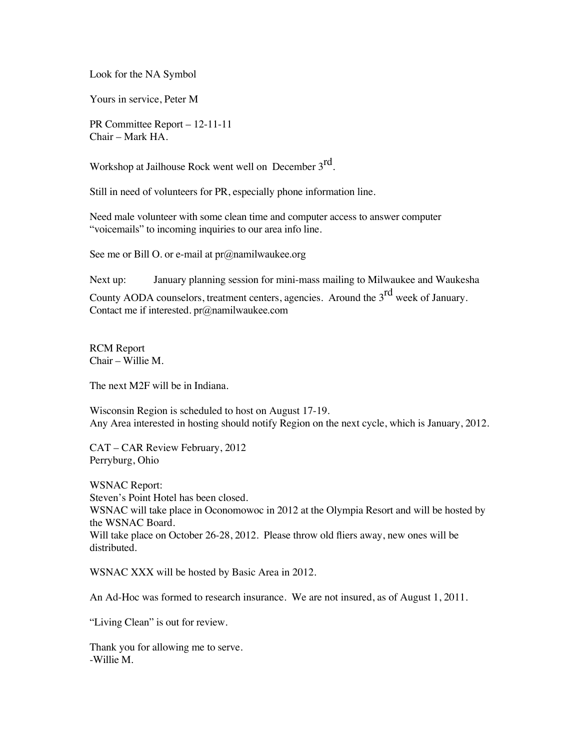Look for the NA Symbol

Yours in service, Peter M

PR Committee Report – 12-11-11
Chair – Mark HA.

Workshop at Jailhouse Rock went well on December 3rd.

Still in need of volunteers for PR, especially phone information line.

Need male volunteer with some clean time and computer access to answer computer "voicemails" to incoming inquiries to our area info line.

See me or Bill O. or e-mail at pr@namilwaukee.org

Next up: January planning session for mini-mass mailing to Milwaukee and Waukesha County AODA counselors, treatment centers, agencies. Around the 3rd week of January. Contact me if interested. pr@namilwaukee.com

RCM Report
Chair – Willie M.

The next M2F will be in Indiana.

Wisconsin Region is scheduled to host on August 17-19.
Any Area interested in hosting should notify Region on the next cycle, which is January, 2012.

CAT – CAR Review February, 2012
Perryburg, Ohio

WSNAC Report:
Steven's Point Hotel has been closed.
WSNAC will take place in Oconomowoc in 2012 at the Olympia Resort and will be hosted by the WSNAC Board.
Will take place on October 26-28, 2012. Please throw old fliers away, new ones will be distributed.

WSNAC XXX will be hosted by Basic Area in 2012.

An Ad-Hoc was formed to research insurance. We are not insured, as of August 1, 2011.

"Living Clean" is out for review.

Thank you for allowing me to serve.
-Willie M.